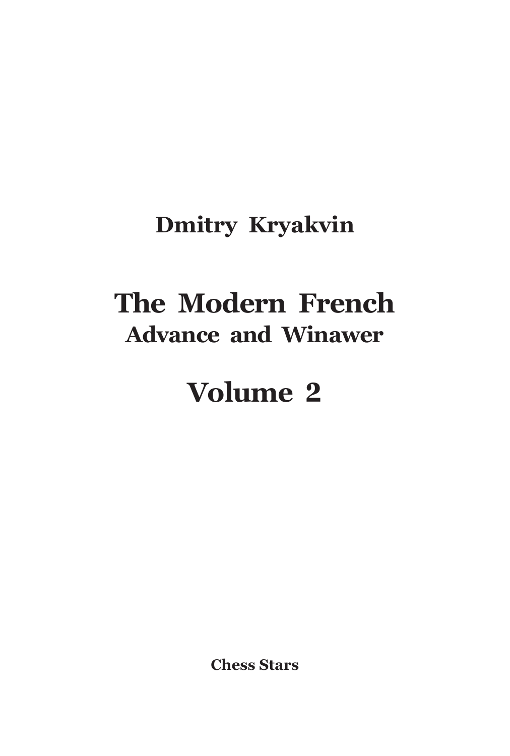**Dmitry Kryakvin**

# The Modern French

## Advance and Winawer

# Volume 2

**Chess Stars**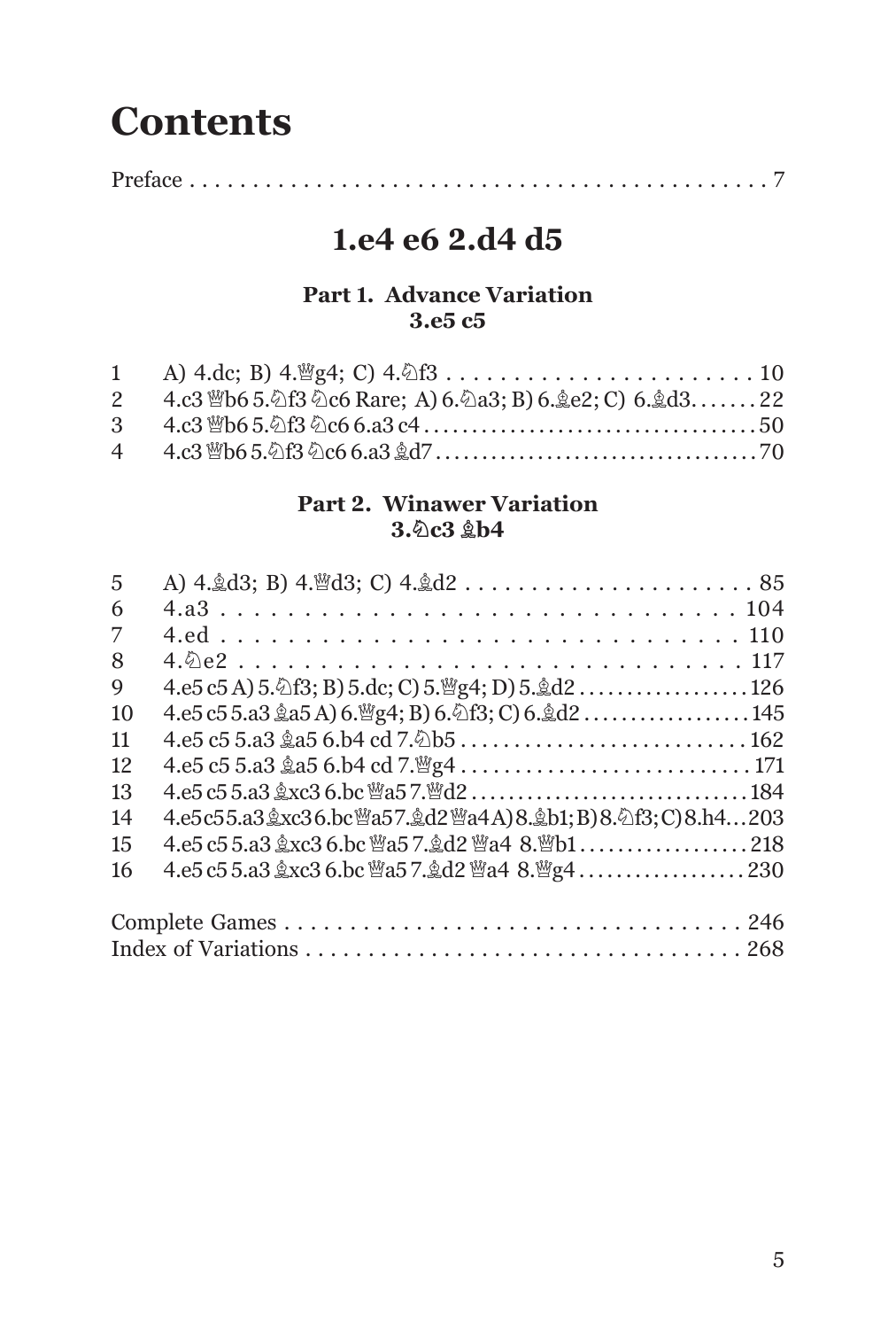# Contents

Preface . . . . . . . . . . . . . . . . . . . . . . . . . . . . . . . . . . . . . . . . . . . . 7

## 1.e4 e6 2.d4 d5

### Part 1. Advance Variation
### 3.e5 c5

| | | |
|---|---|---|
| 1 | A) 4.dc; B) 4.♕g4; C) 4.♘f3 | 10 |
| 2 | 4.c3 ♕b6 5.♘f3 ♘c6 Rare; A) 6.♘a3; B) 6.♗e2; C) 6.♗d3 | 22 |
| 3 | 4.c3 ♕b6 5.♘f3 ♘c6 6.a3 c4 | 50 |
| 4 | 4.c3 ♕b6 5.♘f3 ♘c6 6.a3 ♗d7 | 70 |

### Part 2. Winawer Variation
### 3.♘c3 ♗b4

| | | |
|---|---|---|
| 5 | A) 4.♗d3; B) 4.♕d3; C) 4.♗d2 | 85 |
| 6 | 4.a3 | 104 |
| 7 | 4.ed | 110 |
| 8 | 4.♘e2 | 117 |
| 9 | 4.e5 c5 A) 5.♘f3; B) 5.dc; C) 5.♕g4; D) 5.♗d2 | 126 |
| 10 | 4.e5 c5 5.a3 ♗a5 A) 6.♕g4; B) 6.♘f3; C) 6.♗d2 | 145 |
| 11 | 4.e5 c5 5.a3 ♗a5 6.b4 cd 7.♘b5 | 162 |
| 12 | 4.e5 c5 5.a3 ♗a5 6.b4 cd 7.♕g4 | 171 |
| 13 | 4.e5 c5 5.a3 ♗xc3 6.bc ♕a5 7.♕d2 | 184 |
| 14 | 4.e5 c5 5.a3 ♗xc3 6.bc ♕a5 7.♗d2 ♕a4 A) 8.♗b1; B) 8.♘f3; C) 8.h4 | 203 |
| 15 | 4.e5 c5 5.a3 ♗xc3 6.bc ♕a5 7.♗d2 ♕a4 8.♕b1 | 218 |
| 16 | 4.e5 c5 5.a3 ♗xc3 6.bc ♕a5 7.♗d2 ♕a4 8.♕g4 | 230 |

Complete Games . . . . . . . . . . . . . . . . . . . . . . . . . . . . . . . . . . . . 246
Index of Variations . . . . . . . . . . . . . . . . . . . . . . . . . . . . . . . . . . . 268